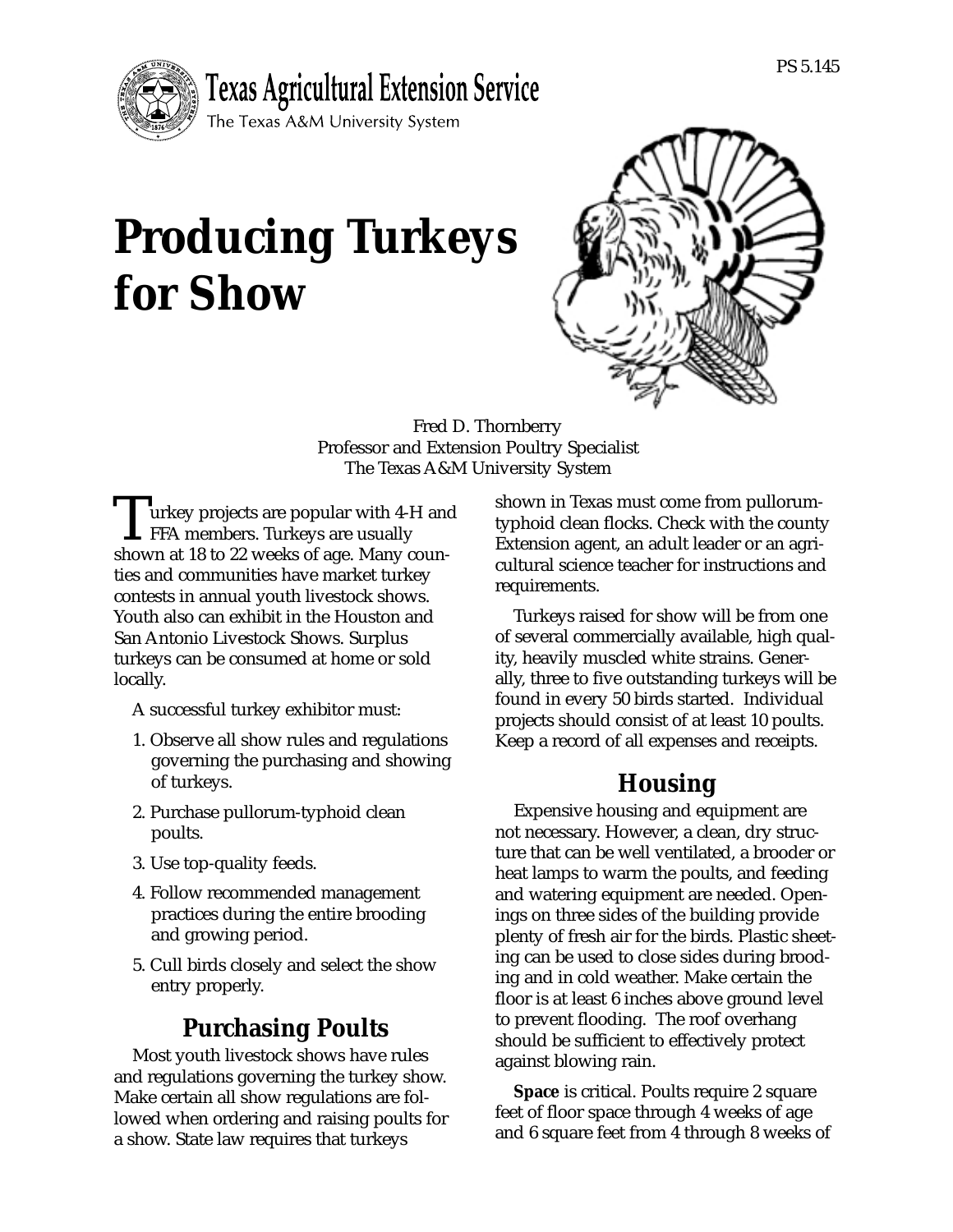PS 5.145

Texas Agricultural Extension Service

The Texas A&M University System

# Producing Turkeys for Show

Fred D. Thornberry
Professor and Extension Poultry Specialist
The Texas A&M University System

Turkey projects are popular with 4-H and FFA members. Turkeys are usually shown at 18 to 22 weeks of age. Many counties and communities have market turkey contests in annual youth livestock shows. Youth also can exhibit in the Houston and San Antonio Livestock Shows. Surplus turkeys can be consumed at home or sold locally.

A successful turkey exhibitor must:

1. Observe all show rules and regulations governing the purchasing and showing of turkeys.
2. Purchase pullorum-typhoid clean poults.
3. Use top-quality feeds.
4. Follow recommended management practices during the entire brooding and growing period.
5. Cull birds closely and select the show entry properly.

## Purchasing Poults

Most youth livestock shows have rules and regulations governing the turkey show. Make certain all show regulations are followed when ordering and raising poults for a show. State law requires that turkeys shown in Texas must come from pullorum-typhoid clean flocks. Check with the county Extension agent, an adult leader or an agricultural science teacher for instructions and requirements.

Turkeys raised for show will be from one of several commercially available, high quality, heavily muscled white strains. Generally, three to five outstanding turkeys will be found in every 50 birds started. Individual projects should consist of at least 10 poults. Keep a record of all expenses and receipts.

## Housing

Expensive housing and equipment are not necessary. However, a clean, dry structure that can be well ventilated, a brooder or heat lamps to warm the poults, and feeding and watering equipment are needed. Openings on three sides of the building provide plenty of fresh air for the birds. Plastic sheeting can be used to close sides during brooding and in cold weather. Make certain the floor is at least 6 inches above ground level to prevent flooding. The roof overhang should be sufficient to effectively protect against blowing rain.

**Space** is critical. Poults require 2 square feet of floor space through 4 weeks of age and 6 square feet from 4 through 8 weeks of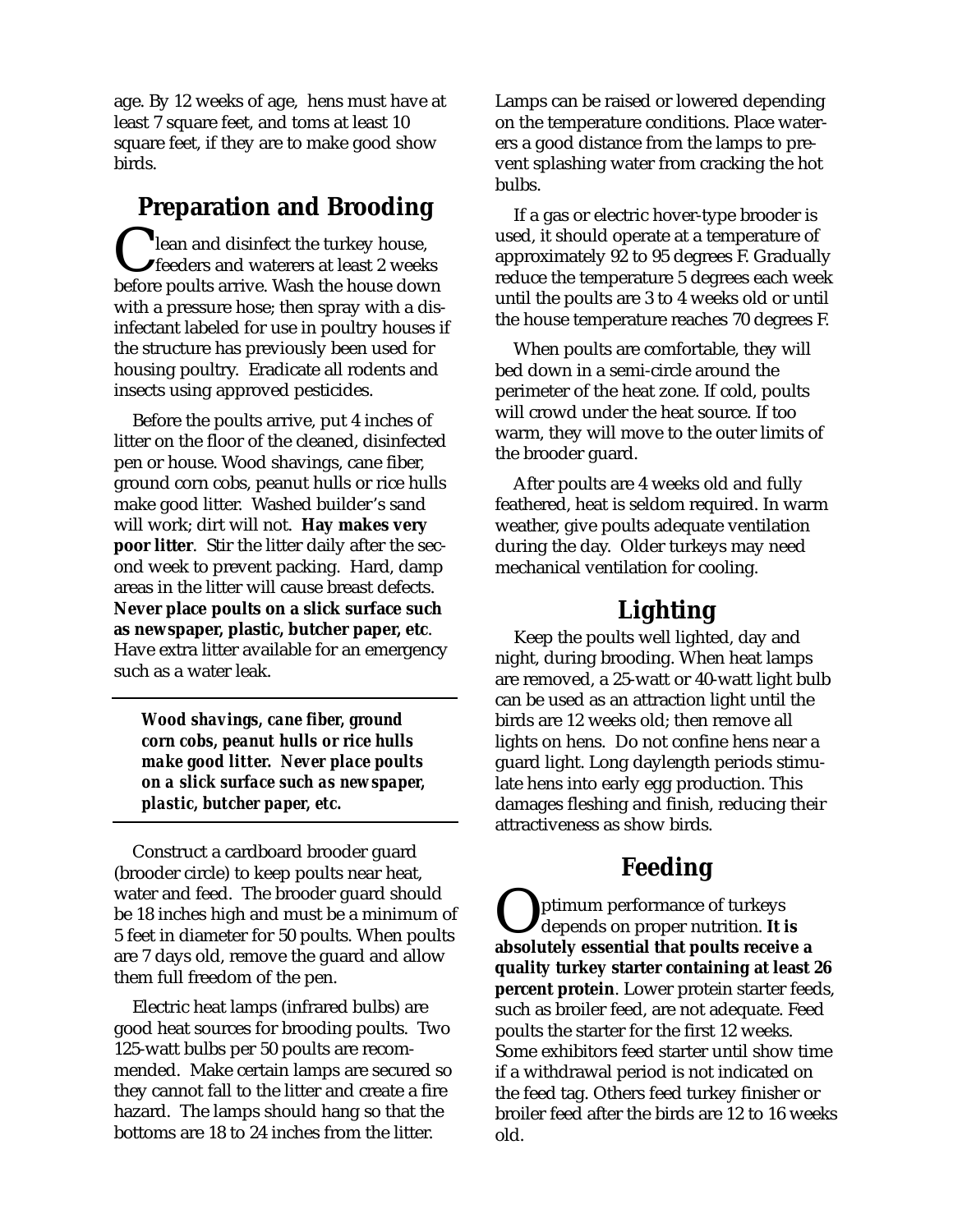age. By 12 weeks of age, hens must have at least 7 square feet, and toms at least 10 square feet, if they are to make good show birds.

## Preparation and Brooding

Clean and disinfect the turkey house, feeders and waterers at least 2 weeks before poults arrive. Wash the house down with a pressure hose; then spray with a disinfectant labeled for use in poultry houses if the structure has previously been used for housing poultry. Eradicate all rodents and insects using approved pesticides.

Before the poults arrive, put 4 inches of litter on the floor of the cleaned, disinfected pen or house. Wood shavings, cane fiber, ground corn cobs, peanut hulls or rice hulls make good litter. Washed builder's sand will work; dirt will not. **Hay makes very poor litter**. Stir the litter daily after the second week to prevent packing. Hard, damp areas in the litter will cause breast defects. **Never place poults on a slick surface such as newspaper, plastic, butcher paper, etc**. Have extra litter available for an emergency such as a water leak.

> ***Wood shavings, cane fiber, ground corn cobs, peanut hulls or rice hulls make good litter. Never place poults on a slick surface such as newspaper, plastic, butcher paper, etc.***

Construct a cardboard brooder guard (brooder circle) to keep poults near heat, water and feed. The brooder guard should be 18 inches high and must be a minimum of 5 feet in diameter for 50 poults. When poults are 7 days old, remove the guard and allow them full freedom of the pen.

Electric heat lamps (infrared bulbs) are good heat sources for brooding poults. Two 125-watt bulbs per 50 poults are recommended. Make certain lamps are secured so they cannot fall to the litter and create a fire hazard. The lamps should hang so that the bottoms are 18 to 24 inches from the litter. Lamps can be raised or lowered depending on the temperature conditions. Place waterers a good distance from the lamps to prevent splashing water from cracking the hot bulbs.

If a gas or electric hover-type brooder is used, it should operate at a temperature of approximately 92 to 95 degrees F. Gradually reduce the temperature 5 degrees each week until the poults are 3 to 4 weeks old or until the house temperature reaches 70 degrees F.

When poults are comfortable, they will bed down in a semi-circle around the perimeter of the heat zone. If cold, poults will crowd under the heat source. If too warm, they will move to the outer limits of the brooder guard.

After poults are 4 weeks old and fully feathered, heat is seldom required. In warm weather, give poults adequate ventilation during the day. Older turkeys may need mechanical ventilation for cooling.

## Lighting

Keep the poults well lighted, day and night, during brooding. When heat lamps are removed, a 25-watt or 40-watt light bulb can be used as an attraction light until the birds are 12 weeks old; then remove all lights on hens. Do not confine hens near a guard light. Long daylength periods stimulate hens into early egg production. This damages fleshing and finish, reducing their attractiveness as show birds.

## Feeding

Optimum performance of turkeys depends on proper nutrition. **It is absolutely essential that poults receive a quality turkey starter containing at least 26 percent protein**. Lower protein starter feeds, such as broiler feed, are not adequate. Feed poults the starter for the first 12 weeks. Some exhibitors feed starter until show time if a withdrawal period is not indicated on the feed tag. Others feed turkey finisher or broiler feed after the birds are 12 to 16 weeks old.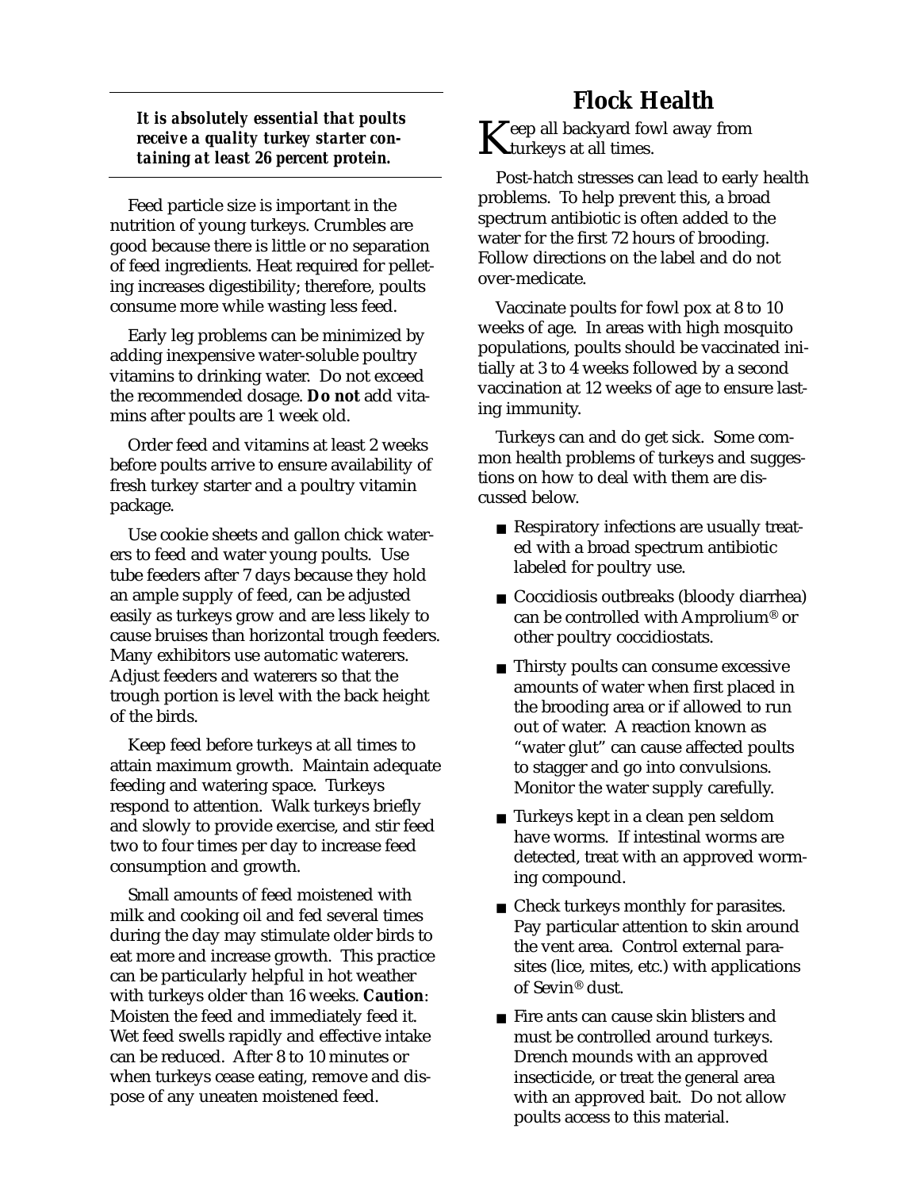**_It is absolutely essential that poults receive a quality turkey starter containing at least 26 percent protein._**

Feed particle size is important in the nutrition of young turkeys. Crumbles are good because there is little or no separation of feed ingredients. Heat required for pelleting increases digestibility; therefore, poults consume more while wasting less feed.

Early leg problems can be minimized by adding inexpensive water-soluble poultry vitamins to drinking water. Do not exceed the recommended dosage. **Do not** add vitamins after poults are 1 week old.

Order feed and vitamins at least 2 weeks before poults arrive to ensure availability of fresh turkey starter and a poultry vitamin package.

Use cookie sheets and gallon chick waterers to feed and water young poults. Use tube feeders after 7 days because they hold an ample supply of feed, can be adjusted easily as turkeys grow and are less likely to cause bruises than horizontal trough feeders. Many exhibitors use automatic waterers. Adjust feeders and waterers so that the trough portion is level with the back height of the birds.

Keep feed before turkeys at all times to attain maximum growth. Maintain adequate feeding and watering space. Turkeys respond to attention. Walk turkeys briefly and slowly to provide exercise, and stir feed two to four times per day to increase feed consumption and growth.

Small amounts of feed moistened with milk and cooking oil and fed several times during the day may stimulate older birds to eat more and increase growth. This practice can be particularly helpful in hot weather with turkeys older than 16 weeks. **Caution**: Moisten the feed and immediately feed it. Wet feed swells rapidly and effective intake can be reduced. After 8 to 10 minutes or when turkeys cease eating, remove and dispose of any uneaten moistened feed.

## Flock Health

Keep all backyard fowl away from turkeys at all times.

Post-hatch stresses can lead to early health problems. To help prevent this, a broad spectrum antibiotic is often added to the water for the first 72 hours of brooding. Follow directions on the label and do not over-medicate.

Vaccinate poults for fowl pox at 8 to 10 weeks of age. In areas with high mosquito populations, poults should be vaccinated initially at 3 to 4 weeks followed by a second vaccination at 12 weeks of age to ensure lasting immunity.

Turkeys can and do get sick. Some common health problems of turkeys and suggestions on how to deal with them are discussed below.

- Respiratory infections are usually treated with a broad spectrum antibiotic labeled for poultry use.
- Coccidiosis outbreaks (bloody diarrhea) can be controlled with Amprolium® or other poultry coccidiostats.
- Thirsty poults can consume excessive amounts of water when first placed in the brooding area or if allowed to run out of water. A reaction known as "water glut" can cause affected poults to stagger and go into convulsions. Monitor the water supply carefully.
- Turkeys kept in a clean pen seldom have worms. If intestinal worms are detected, treat with an approved worming compound.
- Check turkeys monthly for parasites. Pay particular attention to skin around the vent area. Control external parasites (lice, mites, etc.) with applications of Sevin® dust.
- Fire ants can cause skin blisters and must be controlled around turkeys. Drench mounds with an approved insecticide, or treat the general area with an approved bait. Do not allow poults access to this material.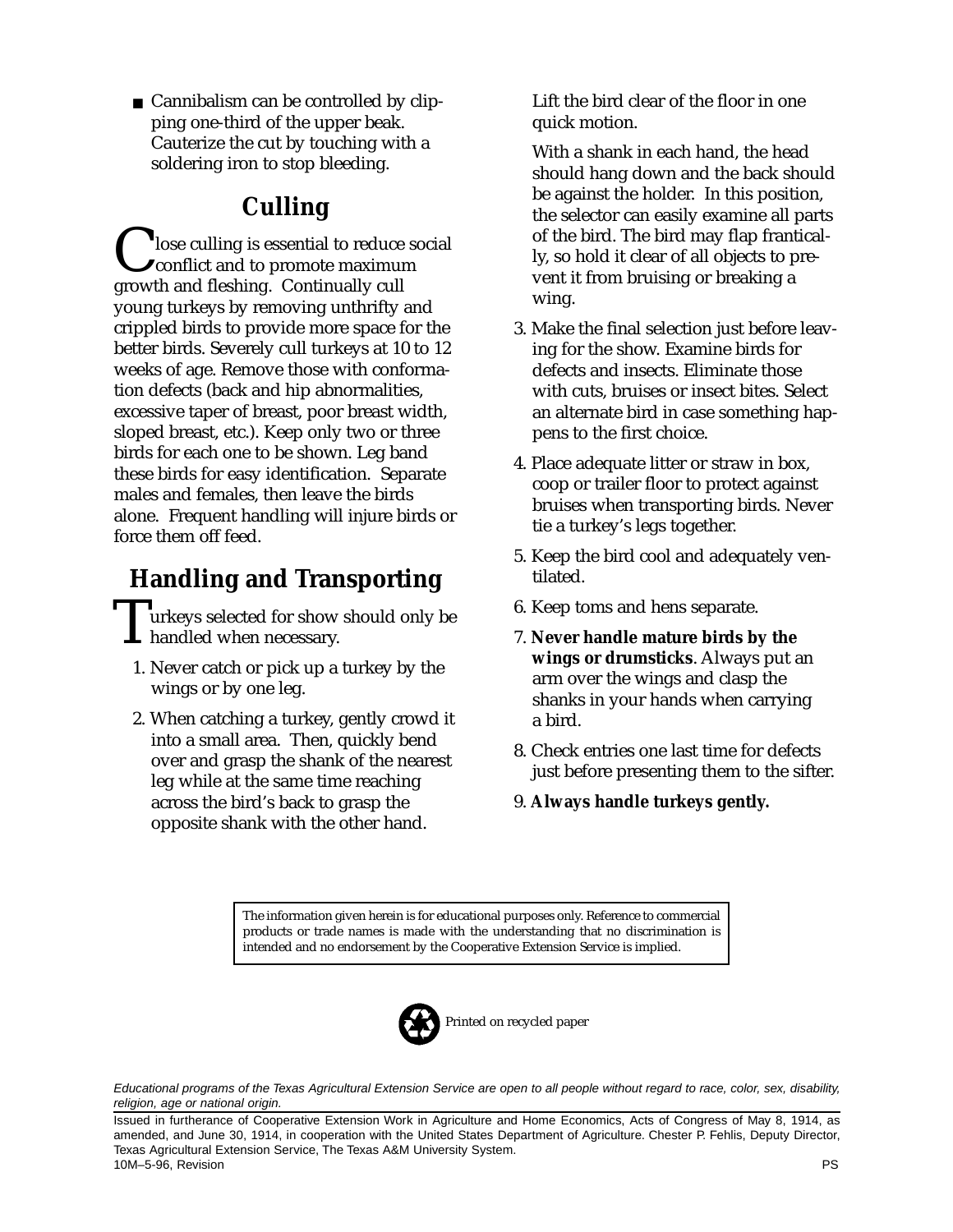- Cannibalism can be controlled by clipping one-third of the upper beak. Cauterize the cut by touching with a soldering iron to stop bleeding.

## Culling

Close culling is essential to reduce social conflict and to promote maximum growth and fleshing. Continually cull young turkeys by removing unthrifty and crippled birds to provide more space for the better birds. Severely cull turkeys at 10 to 12 weeks of age. Remove those with conformation defects (back and hip abnormalities, excessive taper of breast, poor breast width, sloped breast, etc.). Keep only two or three birds for each one to be shown. Leg band these birds for easy identification. Separate males and females, then leave the birds alone. Frequent handling will injure birds or force them off feed.

## Handling and Transporting

Turkeys selected for show should only be handled when necessary.

1. Never catch or pick up a turkey by the wings or by one leg.
2. When catching a turkey, gently crowd it into a small area. Then, quickly bend over and grasp the shank of the nearest leg while at the same time reaching across the bird's back to grasp the opposite shank with the other hand.

   Lift the bird clear of the floor in one quick motion.

   With a shank in each hand, the head should hang down and the back should be against the holder. In this position, the selector can easily examine all parts of the bird. The bird may flap frantically, so hold it clear of all objects to prevent it from bruising or breaking a wing.
3. Make the final selection just before leaving for the show. Examine birds for defects and insects. Eliminate those with cuts, bruises or insect bites. Select an alternate bird in case something happens to the first choice.
4. Place adequate litter or straw in box, coop or trailer floor to protect against bruises when transporting birds. Never tie a turkey's legs together.
5. Keep the bird cool and adequately ventilated.
6. Keep toms and hens separate.
7. **Never handle mature birds by the wings or drumsticks**. Always put an arm over the wings and clasp the shanks in your hands when carrying a bird.
8. Check entries one last time for defects just before presenting them to the sifter.
9. **Always handle turkeys gently.**

The information given herein is for educational purposes only. Reference to commercial products or trade names is made with the understanding that no discrimination is intended and no endorsement by the Cooperative Extension Service is implied.

*Printed on recycled paper*

*Educational programs of the Texas Agricultural Extension Service are open to all people without regard to race, color, sex, disability, religion, age or national origin.*

Issued in furtherance of Cooperative Extension Work in Agriculture and Home Economics, Acts of Congress of May 8, 1914, as amended, and June 30, 1914, in cooperation with the United States Department of Agriculture. Chester P. Fehlis, Deputy Director, Texas Agricultural Extension Service, The Texas A&M University System.

10M–5-96, Revision PS